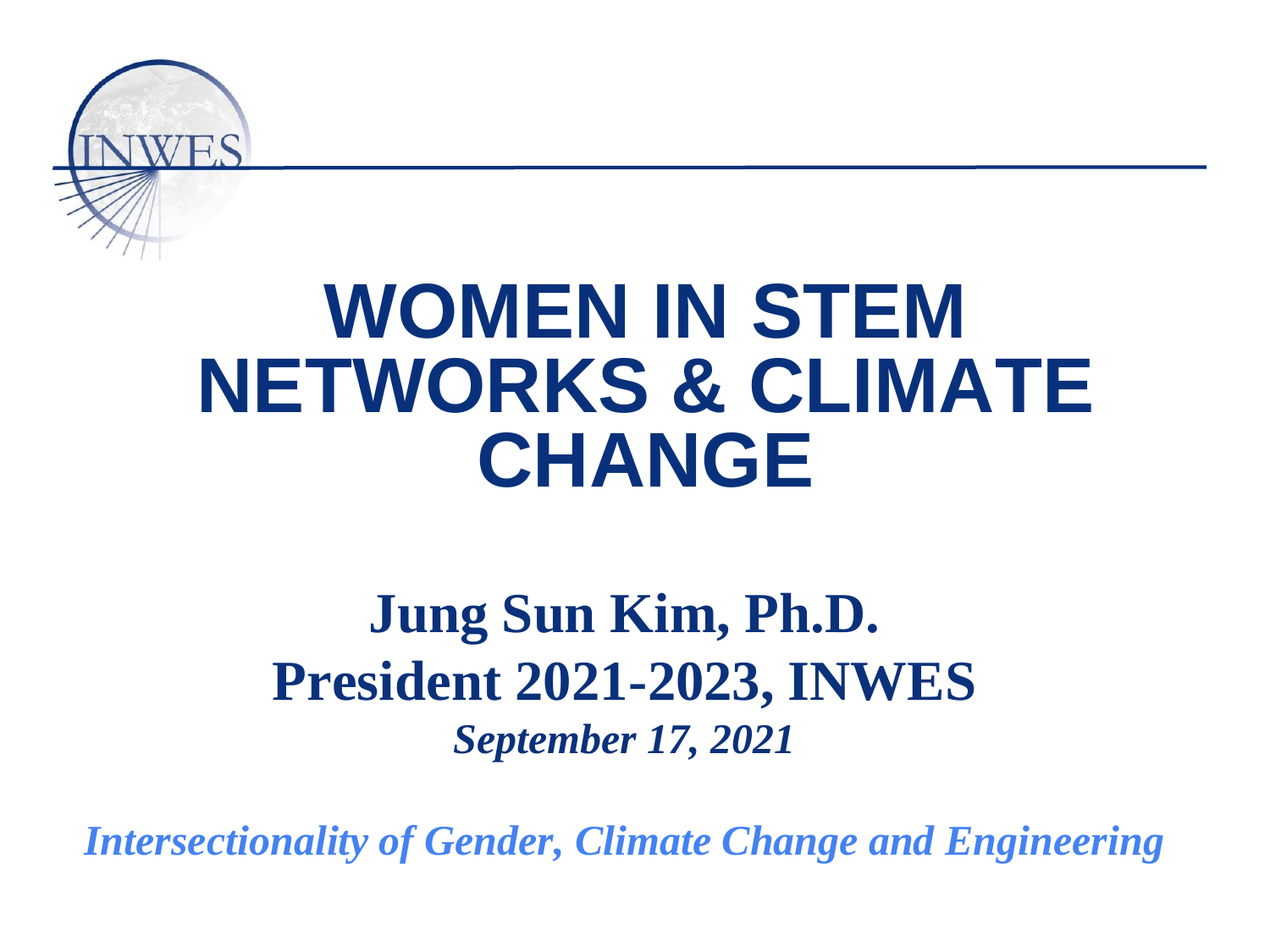INWES

# WOMEN IN STEM NETWORKS & CLIMATE CHANGE

**Jung Sun Kim, Ph.D.**

**President 2021-2023, INWES**

***September 17, 2021***

*Intersectionality of Gender, Climate Change and Engineering*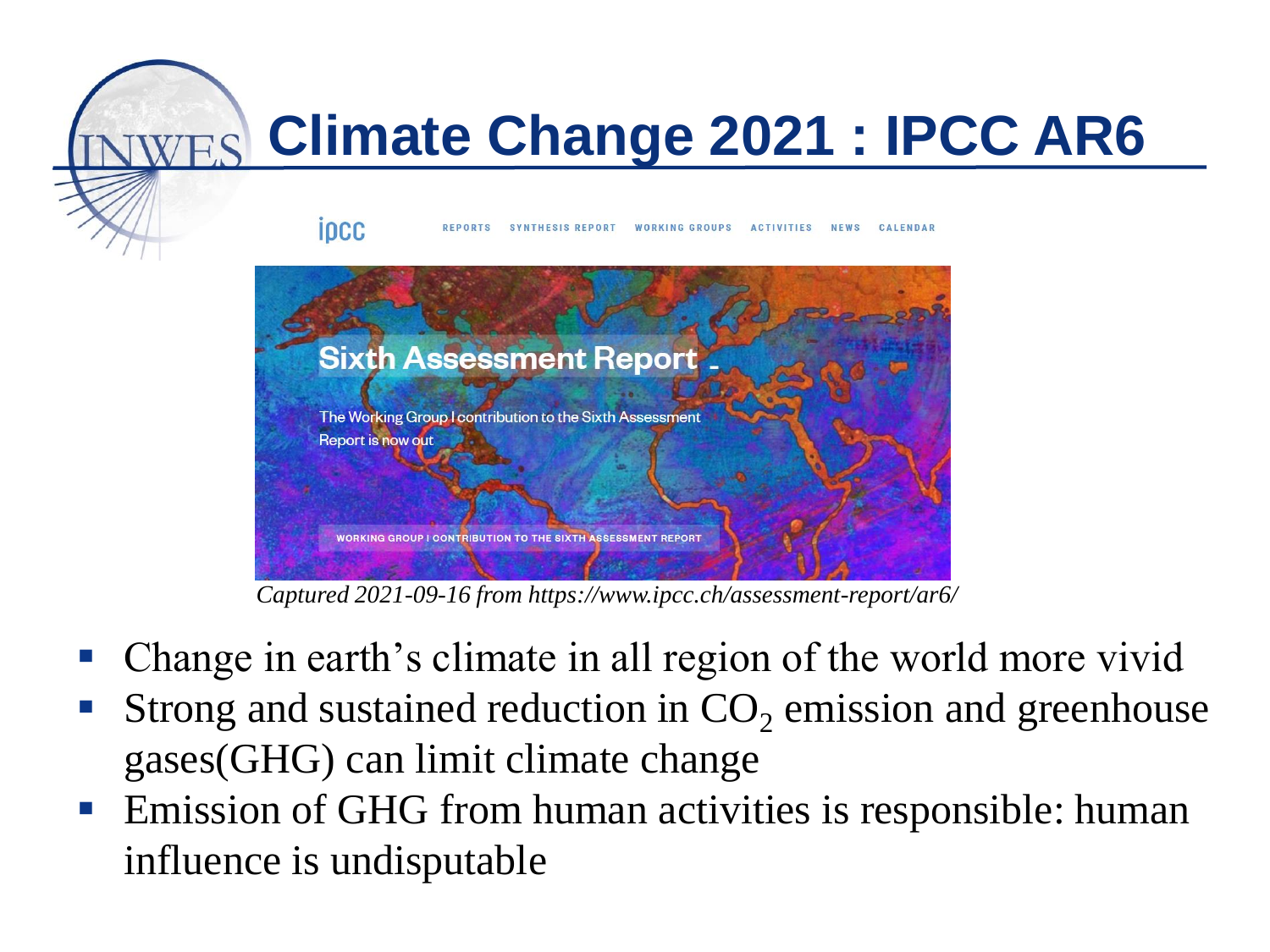# Climate Change 2021 : IPCC AR6

ipcc REPORTS SYNTHESIS REPORT WORKING GROUPS ACTIVITIES NEWS CALENDAR

Sixth Assessment Report

The Working Group I contribution to the Sixth Assessment Report is now out

WORKING GROUP I CONTRIBUTION TO THE SIXTH ASSESSMENT REPORT

*Captured 2021-09-16 from https://www.ipcc.ch/assessment-report/ar6/*

- Change in earth's climate in all region of the world more vivid
- Strong and sustained reduction in $CO_2$ emission and greenhouse gases(GHG) can limit climate change
- Emission of GHG from human activities is responsible: human influence is undisputable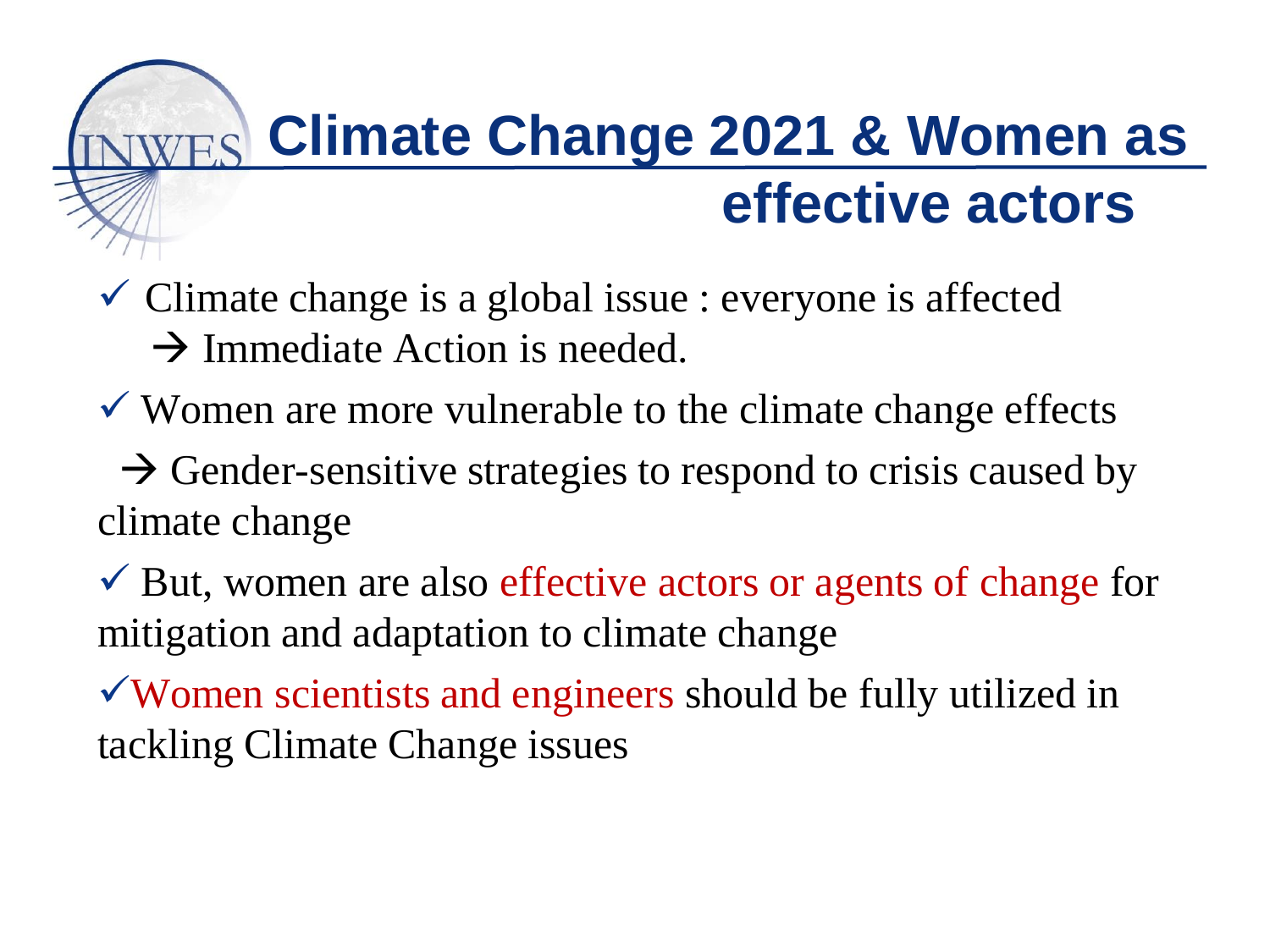# Climate Change 2021 & Women as effective actors

- ✓ Climate change is a global issue : everyone is affected
  → Immediate Action is needed.
- ✓ Women are more vulnerable to the climate change effects
  → Gender-sensitive strategies to respond to crisis caused by climate change
- ✓ But, women are also effective actors or agents of change for mitigation and adaptation to climate change
- ✓ Women scientists and engineers should be fully utilized in tackling Climate Change issues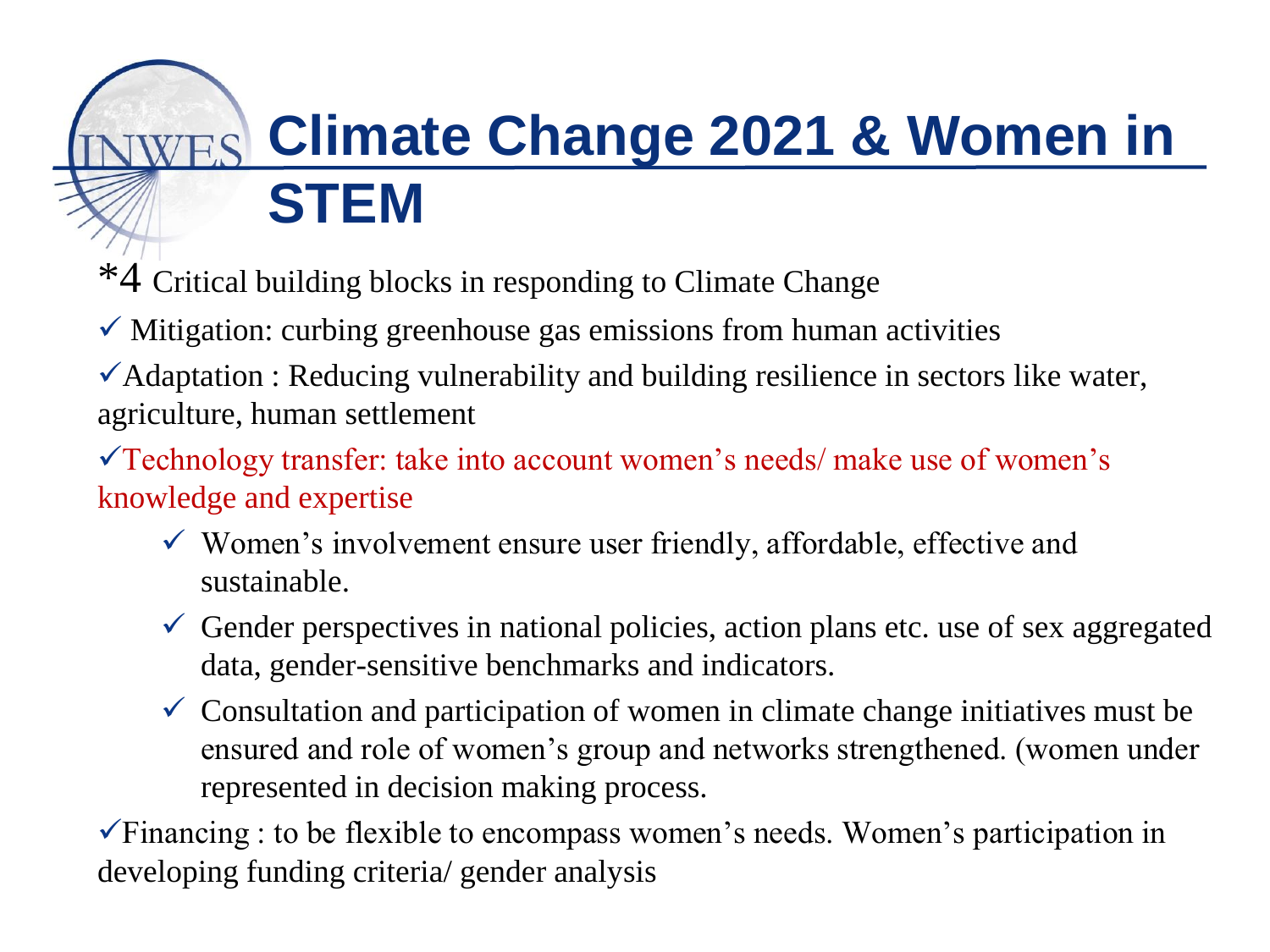# Climate Change 2021 & Women in STEM

*4 Critical building blocks in responding to Climate Change

- ✓ Mitigation: curbing greenhouse gas emissions from human activities
- ✓ Adaptation : Reducing vulnerability and building resilience in sectors like water, agriculture, human settlement
- ✓ Technology transfer: take into account women's needs/ make use of women's knowledge and expertise
  - ✓ Women's involvement ensure user friendly, affordable, effective and sustainable.
  - ✓ Gender perspectives in national policies, action plans etc. use of sex aggregated data, gender-sensitive benchmarks and indicators.
  - ✓ Consultation and participation of women in climate change initiatives must be ensured and role of women's group and networks strengthened. (women under represented in decision making process.
- ✓ Financing : to be flexible to encompass women's needs. Women's participation in developing funding criteria/ gender analysis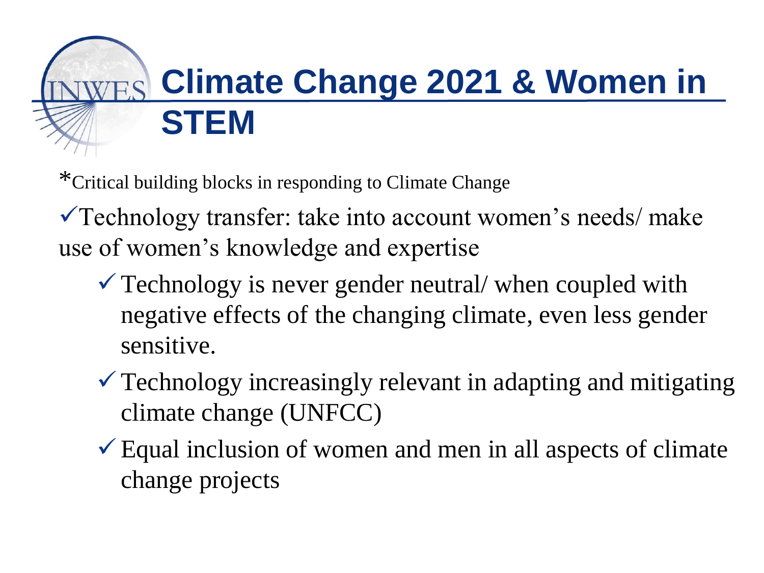# Climate Change 2021 & Women in STEM

*Critical building blocks in responding to Climate Change

✓Technology transfer: take into account women's needs/ make use of women's knowledge and expertise

- ✓ Technology is never gender neutral/ when coupled with negative effects of the changing climate, even less gender sensitive.
- ✓ Technology increasingly relevant in adapting and mitigating climate change (UNFCC)
- ✓ Equal inclusion of women and men in all aspects of climate change projects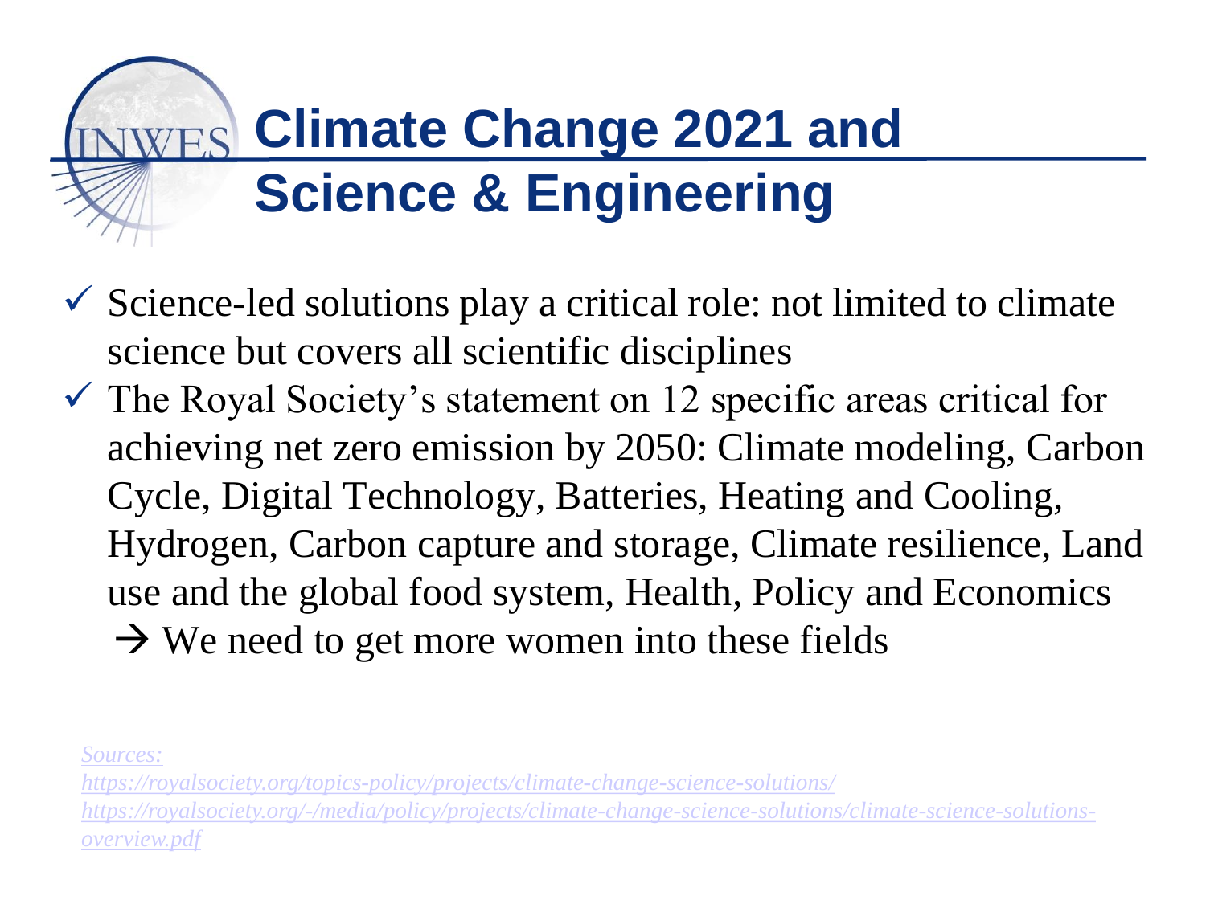# Climate Change 2021 and Science & Engineering

- ✓ Science-led solutions play a critical role: not limited to climate science but covers all scientific disciplines
- ✓ The Royal Society's statement on 12 specific areas critical for achieving net zero emission by 2050: Climate modeling, Carbon Cycle, Digital Technology, Batteries, Heating and Cooling, Hydrogen, Carbon capture and storage, Climate resilience, Land use and the global food system, Health, Policy and Economics
  → We need to get more women into these fields

*Sources:*
*https://royalsociety.org/topics-policy/projects/climate-change-science-solutions/*
*https://royalsociety.org/-/media/policy/projects/climate-change-science-solutions/climate-science-solutions-overview.pdf*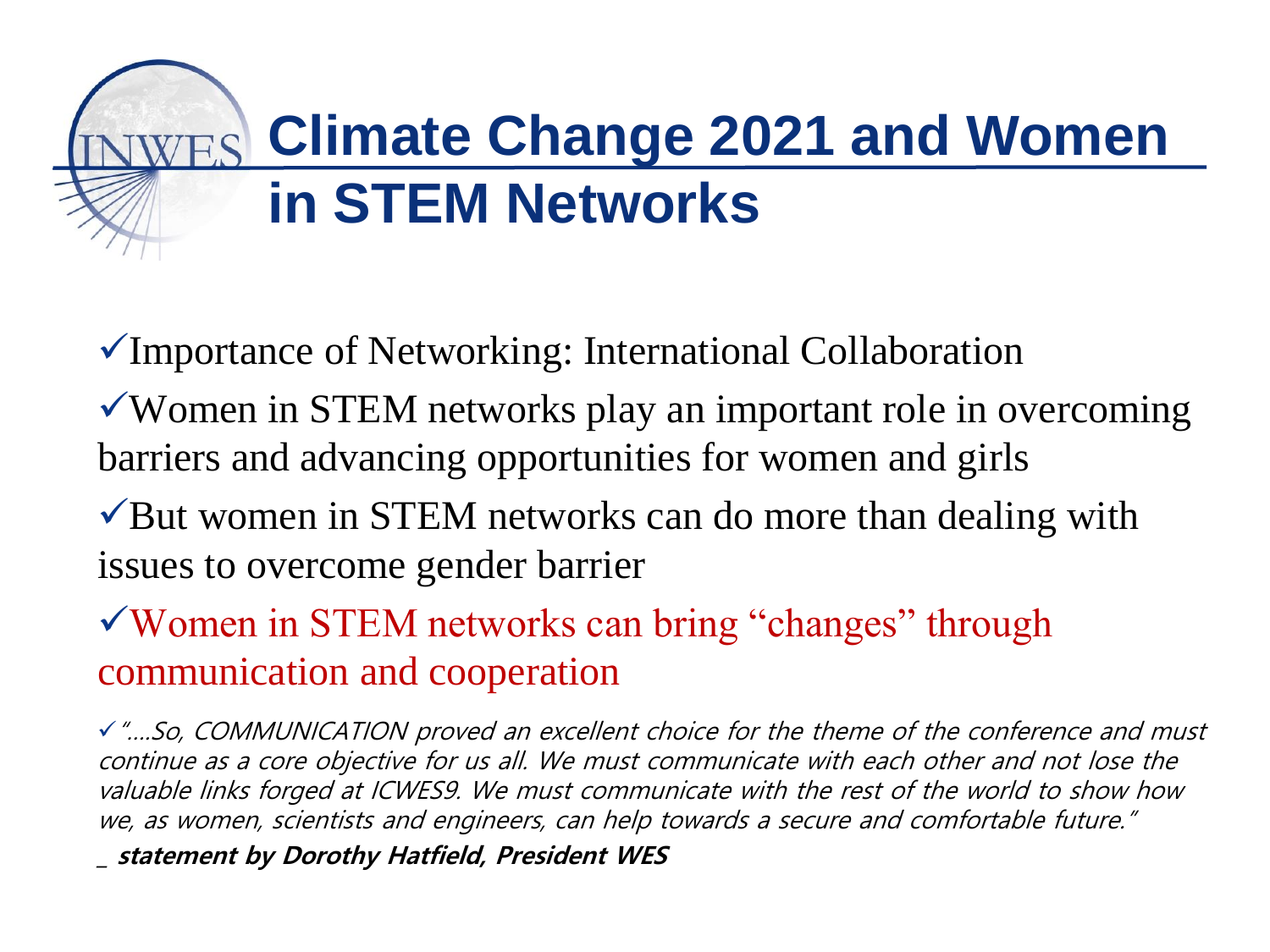# Climate Change 2021 and Women in STEM Networks

- ✓Importance of Networking: International Collaboration
- ✓Women in STEM networks play an important role in overcoming barriers and advancing opportunities for women and girls
- ✓But women in STEM networks can do more than dealing with issues to overcome gender barrier
- ✓Women in STEM networks can bring "changes" through communication and cooperation

✓ *"….So, COMMUNICATION proved an excellent choice for the theme of the conference and must continue as a core objective for us all. We must communicate with each other and not lose the valuable links forged at ICWES9. We must communicate with the rest of the world to show how we, as women, scientists and engineers, can help towards a secure and comfortable future."*

_ ***statement by Dorothy Hatfield, President WES***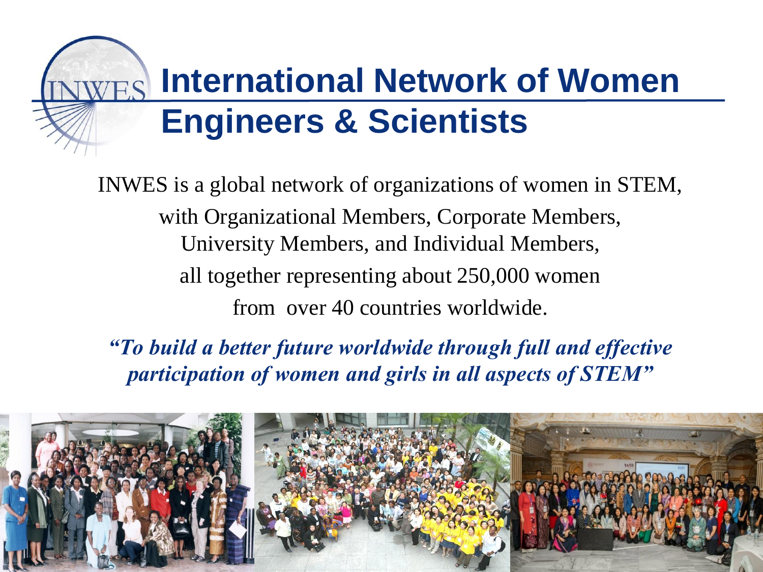# International Network of Women Engineers & Scientists

INWES is a global network of organizations of women in STEM, with Organizational Members, Corporate Members, University Members, and Individual Members, all together representing about 250,000 women from over 40 countries worldwide.

***"To build a better future worldwide through full and effective participation of women and girls in all aspects of STEM"***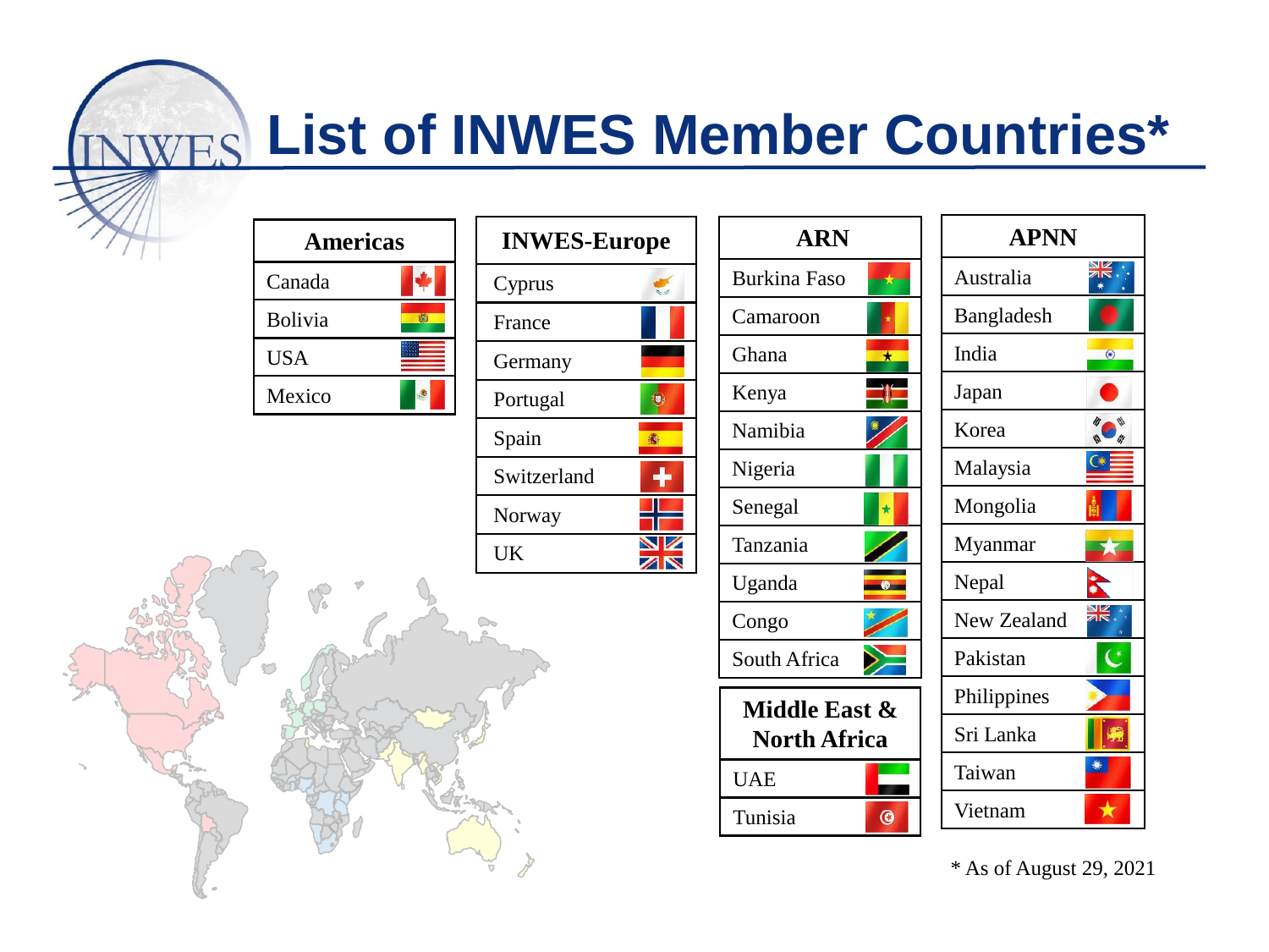# List of INWES Member Countries*

| Americas |
| --- |
| Canada |
| Bolivia |
| USA |
| Mexico |

| INWES-Europe |
| --- |
| Cyprus |
| France |
| Germany |
| Portugal |
| Spain |
| Switzerland |
| Norway |
| UK |

| ARN |
| --- |
| Burkina Faso |
| Camaroon |
| Ghana |
| Kenya |
| Namibia |
| Nigeria |
| Senegal |
| Tanzania |
| Uganda |
| Congo |
| South Africa |

| Middle East & North Africa |
| --- |
| UAE |
| Tunisia |

| APNN |
| --- |
| Australia |
| Bangladesh |
| India |
| Japan |
| Korea |
| Malaysia |
| Mongolia |
| Myanmar |
| Nepal |
| New Zealand |
| Pakistan |
| Philippines |
| Sri Lanka |
| Taiwan |
| Vietnam |

* As of August 29, 2021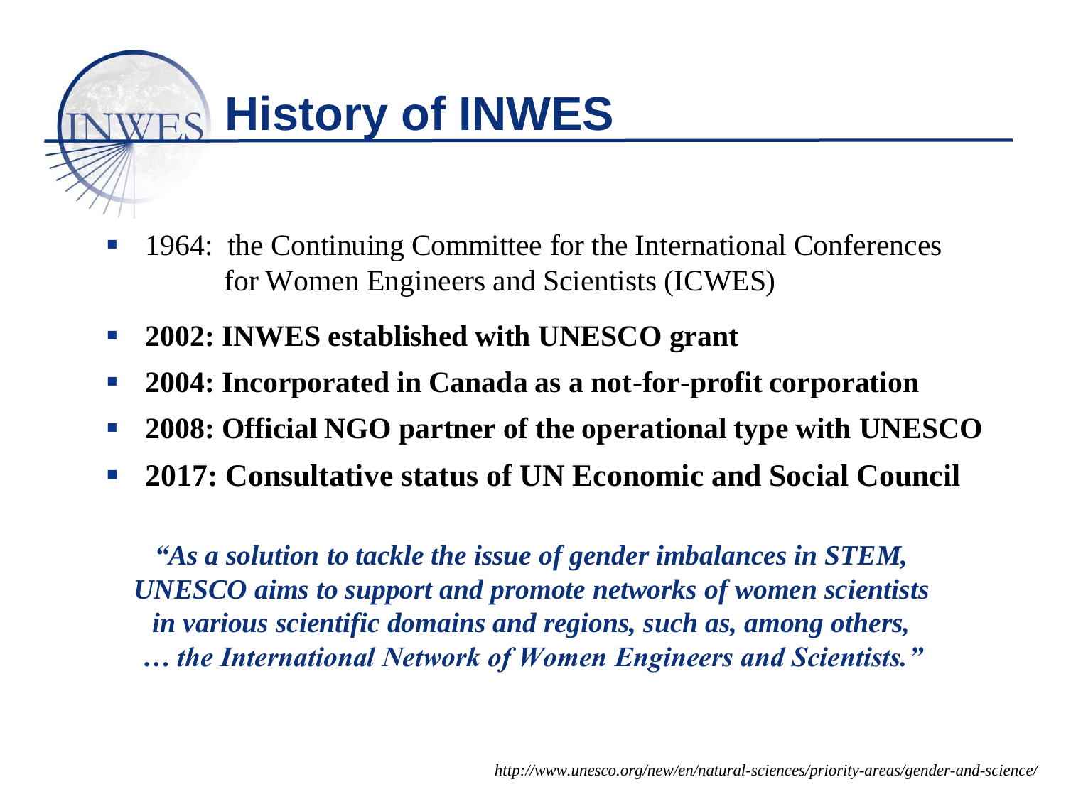# History of INWES

- 1964: the Continuing Committee for the International Conferences for Women Engineers and Scientists (ICWES)
- **2002: INWES established with UNESCO grant**
- **2004: Incorporated in Canada as a not-for-profit corporation**
- **2008: Official NGO partner of the operational type with UNESCO**
- **2017: Consultative status of UN Economic and Social Council**

***"As a solution to tackle the issue of gender imbalances in STEM, UNESCO aims to support and promote networks of women scientists in various scientific domains and regions, such as, among others, … the International Network of Women Engineers and Scientists."***

*http://www.unesco.org/new/en/natural-sciences/priority-areas/gender-and-science/*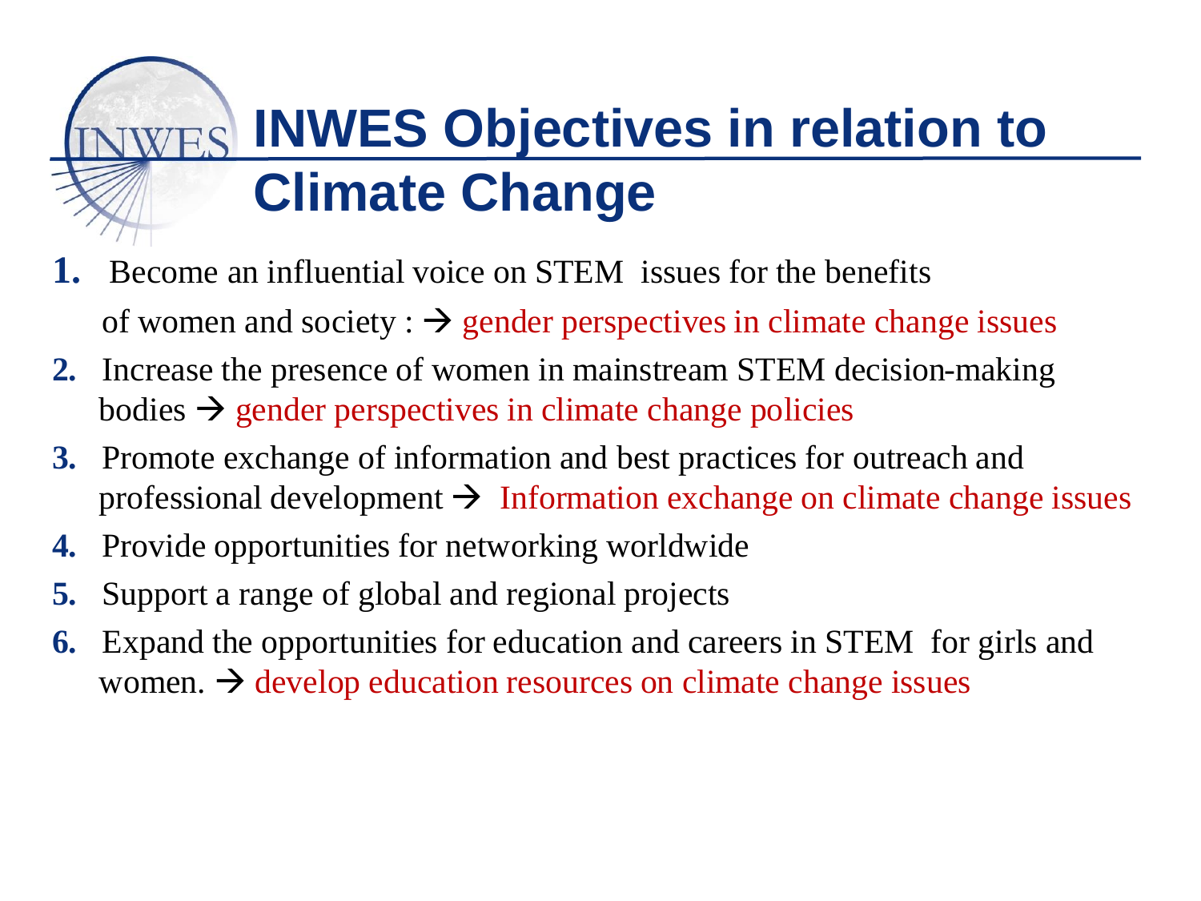# INWES Objectives in relation to Climate Change

1. Become an influential voice on STEM issues for the benefits of women and society : → gender perspectives in climate change issues
2. Increase the presence of women in mainstream STEM decision-making bodies → gender perspectives in climate change policies
3. Promote exchange of information and best practices for outreach and professional development → Information exchange on climate change issues
4. Provide opportunities for networking worldwide
5. Support a range of global and regional projects
6. Expand the opportunities for education and careers in STEM for girls and women. → develop education resources on climate change issues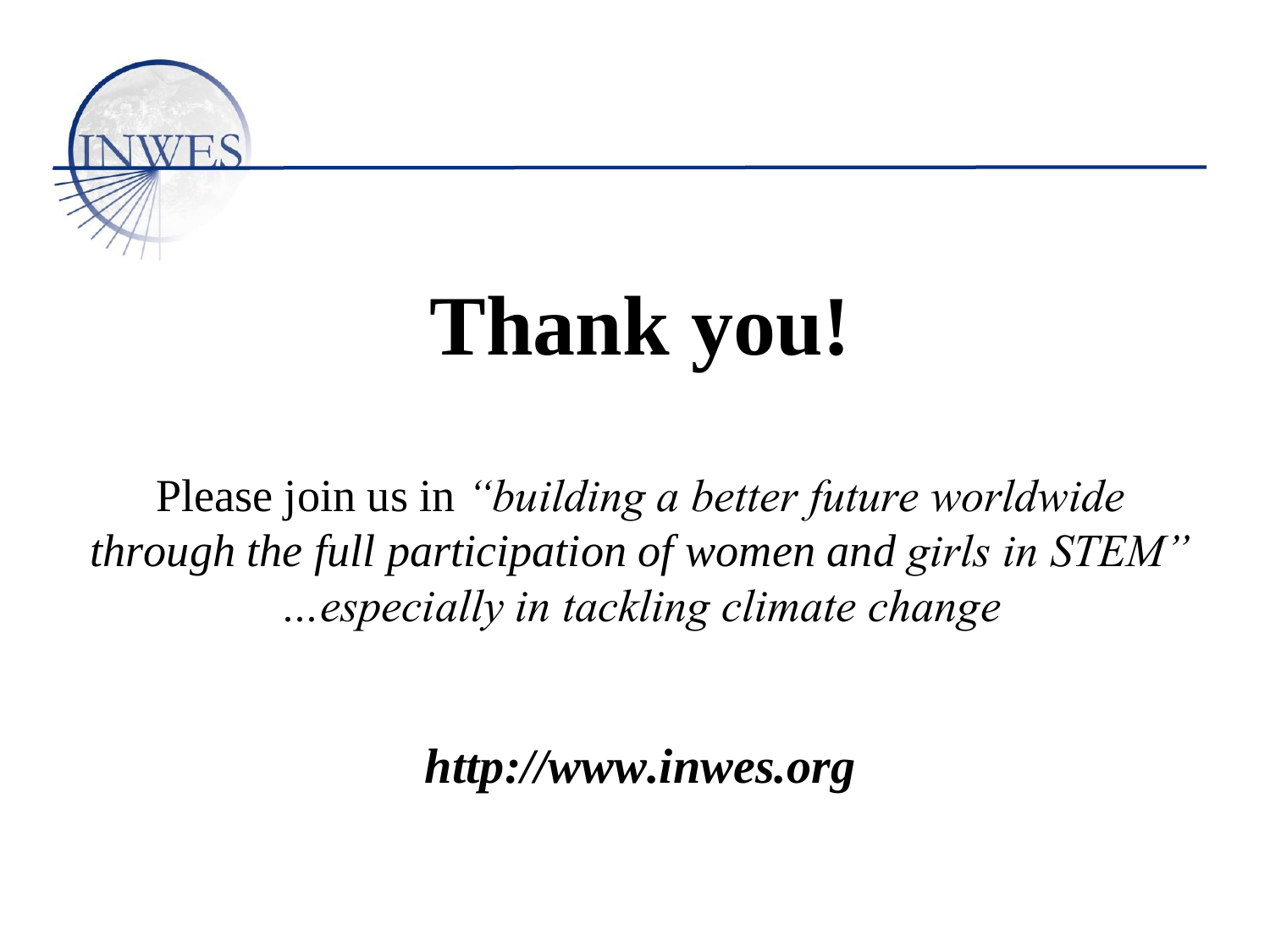# Thank you!

Please join us in *"building a better future worldwide through the full participation of women and girls in STEM" ...especially in tackling climate change*

***http://www.inwes.org***